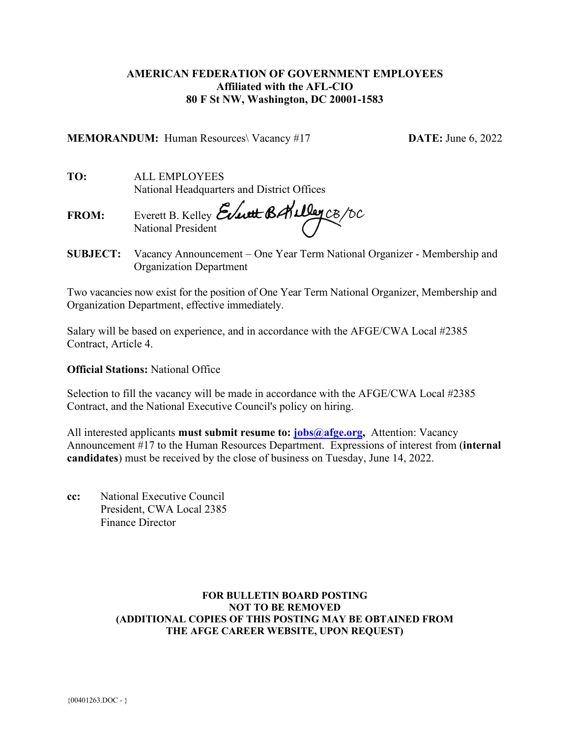**AMERICAN FEDERATION OF GOVERNMENT EMPLOYEES**
**Affiliated with the AFL-CIO**
**80 F St NW, Washington, DC 20001-1583**

**MEMORANDUM:** Human Resources\ Vacancy #17 **DATE:** June 6, 2022

**TO:** ALL EMPLOYEES
National Headquarters and District Offices

**FROM:** Everett B. Kelley
National President

**SUBJECT:** Vacancy Announcement – One Year Term National Organizer - Membership and Organization Department

Two vacancies now exist for the position of One Year Term National Organizer, Membership and Organization Department, effective immediately.

Salary will be based on experience, and in accordance with the AFGE/CWA Local #2385 Contract, Article 4.

**Official Stations:** National Office

Selection to fill the vacancy will be made in accordance with the AFGE/CWA Local #2385 Contract, and the National Executive Council's policy on hiring.

All interested applicants **must submit resume to: jobs@afge.org,** Attention: Vacancy Announcement #17 to the Human Resources Department. Expressions of interest from (**internal candidates**) must be received by the close of business on Tuesday, June 14, 2022.

**cc:** National Executive Council
President, CWA Local 2385
Finance Director

**FOR BULLETIN BOARD POSTING**
**NOT TO BE REMOVED**
**(ADDITIONAL COPIES OF THIS POSTING MAY BE OBTAINED FROM THE AFGE CAREER WEBSITE, UPON REQUEST)**

{00401263.DOC - }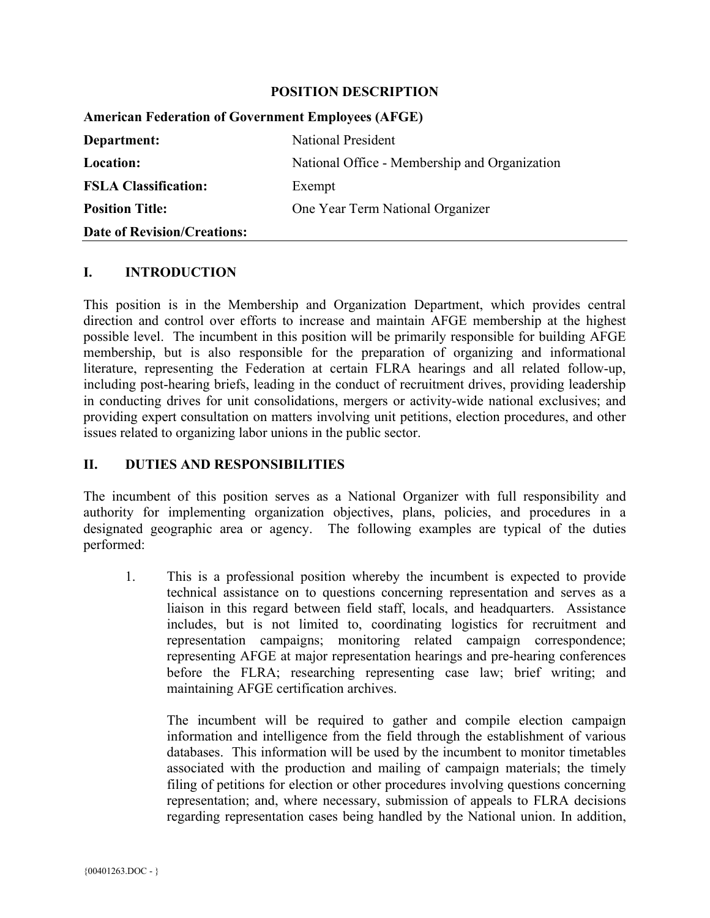**POSITION DESCRIPTION**

| **American Federation of Government Employees (AFGE)** | |
|---|---|
| **Department:** | National President |
| **Location:** | National Office - Membership and Organization |
| **FSLA Classification:** | Exempt |
| **Position Title:** | One Year Term National Organizer |
| **Date of Revision/Creations:** | |

## I. INTRODUCTION

This position is in the Membership and Organization Department, which provides central direction and control over efforts to increase and maintain AFGE membership at the highest possible level. The incumbent in this position will be primarily responsible for building AFGE membership, but is also responsible for the preparation of organizing and informational literature, representing the Federation at certain FLRA hearings and all related follow-up, including post-hearing briefs, leading in the conduct of recruitment drives, providing leadership in conducting drives for unit consolidations, mergers or activity-wide national exclusives; and providing expert consultation on matters involving unit petitions, election procedures, and other issues related to organizing labor unions in the public sector.

## II. DUTIES AND RESPONSIBILITIES

The incumbent of this position serves as a National Organizer with full responsibility and authority for implementing organization objectives, plans, policies, and procedures in a designated geographic area or agency. The following examples are typical of the duties performed:

1. This is a professional position whereby the incumbent is expected to provide technical assistance on to questions concerning representation and serves as a liaison in this regard between field staff, locals, and headquarters. Assistance includes, but is not limited to, coordinating logistics for recruitment and representation campaigns; monitoring related campaign correspondence; representing AFGE at major representation hearings and pre-hearing conferences before the FLRA; researching representing case law; brief writing; and maintaining AFGE certification archives.

   The incumbent will be required to gather and compile election campaign information and intelligence from the field through the establishment of various databases. This information will be used by the incumbent to monitor timetables associated with the production and mailing of campaign materials; the timely filing of petitions for election or other procedures involving questions concerning representation; and, where necessary, submission of appeals to FLRA decisions regarding representation cases being handled by the National union. In addition,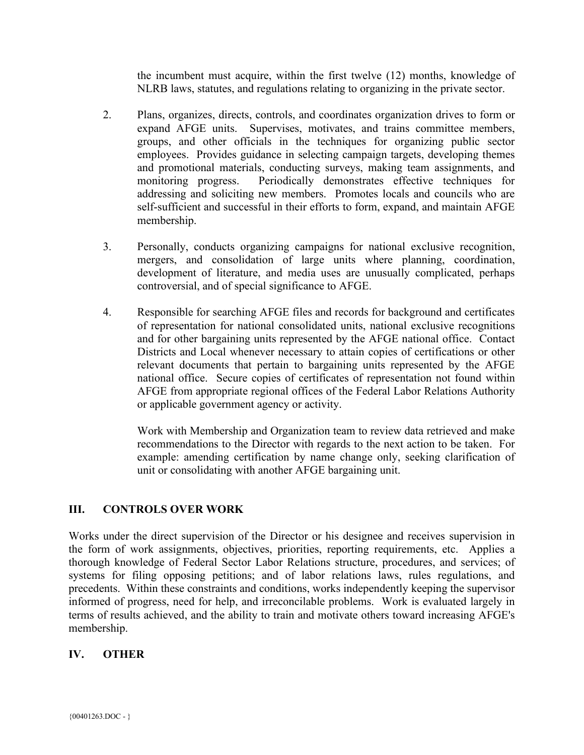the incumbent must acquire, within the first twelve (12) months, knowledge of NLRB laws, statutes, and regulations relating to organizing in the private sector.

2. Plans, organizes, directs, controls, and coordinates organization drives to form or expand AFGE units. Supervises, motivates, and trains committee members, groups, and other officials in the techniques for organizing public sector employees. Provides guidance in selecting campaign targets, developing themes and promotional materials, conducting surveys, making team assignments, and monitoring progress. Periodically demonstrates effective techniques for addressing and soliciting new members. Promotes locals and councils who are self-sufficient and successful in their efforts to form, expand, and maintain AFGE membership.

3. Personally, conducts organizing campaigns for national exclusive recognition, mergers, and consolidation of large units where planning, coordination, development of literature, and media uses are unusually complicated, perhaps controversial, and of special significance to AFGE.

4. Responsible for searching AFGE files and records for background and certificates of representation for national consolidated units, national exclusive recognitions and for other bargaining units represented by the AFGE national office. Contact Districts and Local whenever necessary to attain copies of certifications or other relevant documents that pertain to bargaining units represented by the AFGE national office. Secure copies of certificates of representation not found within AFGE from appropriate regional offices of the Federal Labor Relations Authority or applicable government agency or activity.

   Work with Membership and Organization team to review data retrieved and make recommendations to the Director with regards to the next action to be taken. For example: amending certification by name change only, seeking clarification of unit or consolidating with another AFGE bargaining unit.

## III. CONTROLS OVER WORK

Works under the direct supervision of the Director or his designee and receives supervision in the form of work assignments, objectives, priorities, reporting requirements, etc. Applies a thorough knowledge of Federal Sector Labor Relations structure, procedures, and services; of systems for filing opposing petitions; and of labor relations laws, rules regulations, and precedents. Within these constraints and conditions, works independently keeping the supervisor informed of progress, need for help, and irreconcilable problems. Work is evaluated largely in terms of results achieved, and the ability to train and motivate others toward increasing AFGE's membership.

## IV. OTHER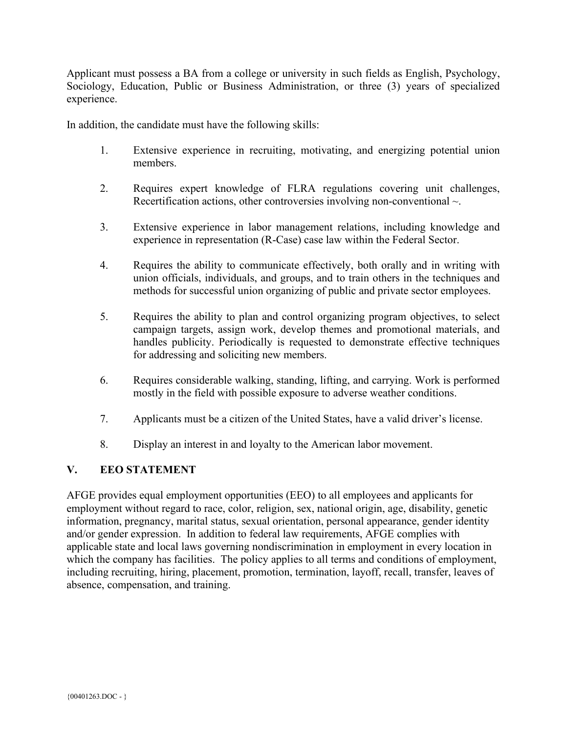Applicant must possess a BA from a college or university in such fields as English, Psychology, Sociology, Education, Public or Business Administration, or three (3) years of specialized experience.

In addition, the candidate must have the following skills:

1. Extensive experience in recruiting, motivating, and energizing potential union members.

2. Requires expert knowledge of FLRA regulations covering unit challenges, Recertification actions, other controversies involving non-conventional ~.

3. Extensive experience in labor management relations, including knowledge and experience in representation (R-Case) case law within the Federal Sector.

4. Requires the ability to communicate effectively, both orally and in writing with union officials, individuals, and groups, and to train others in the techniques and methods for successful union organizing of public and private sector employees.

5. Requires the ability to plan and control organizing program objectives, to select campaign targets, assign work, develop themes and promotional materials, and handles publicity. Periodically is requested to demonstrate effective techniques for addressing and soliciting new members.

6. Requires considerable walking, standing, lifting, and carrying. Work is performed mostly in the field with possible exposure to adverse weather conditions.

7. Applicants must be a citizen of the United States, have a valid driver's license.

8. Display an interest in and loyalty to the American labor movement.

## V. EEO STATEMENT

AFGE provides equal employment opportunities (EEO) to all employees and applicants for employment without regard to race, color, religion, sex, national origin, age, disability, genetic information, pregnancy, marital status, sexual orientation, personal appearance, gender identity and/or gender expression. In addition to federal law requirements, AFGE complies with applicable state and local laws governing nondiscrimination in employment in every location in which the company has facilities. The policy applies to all terms and conditions of employment, including recruiting, hiring, placement, promotion, termination, layoff, recall, transfer, leaves of absence, compensation, and training.